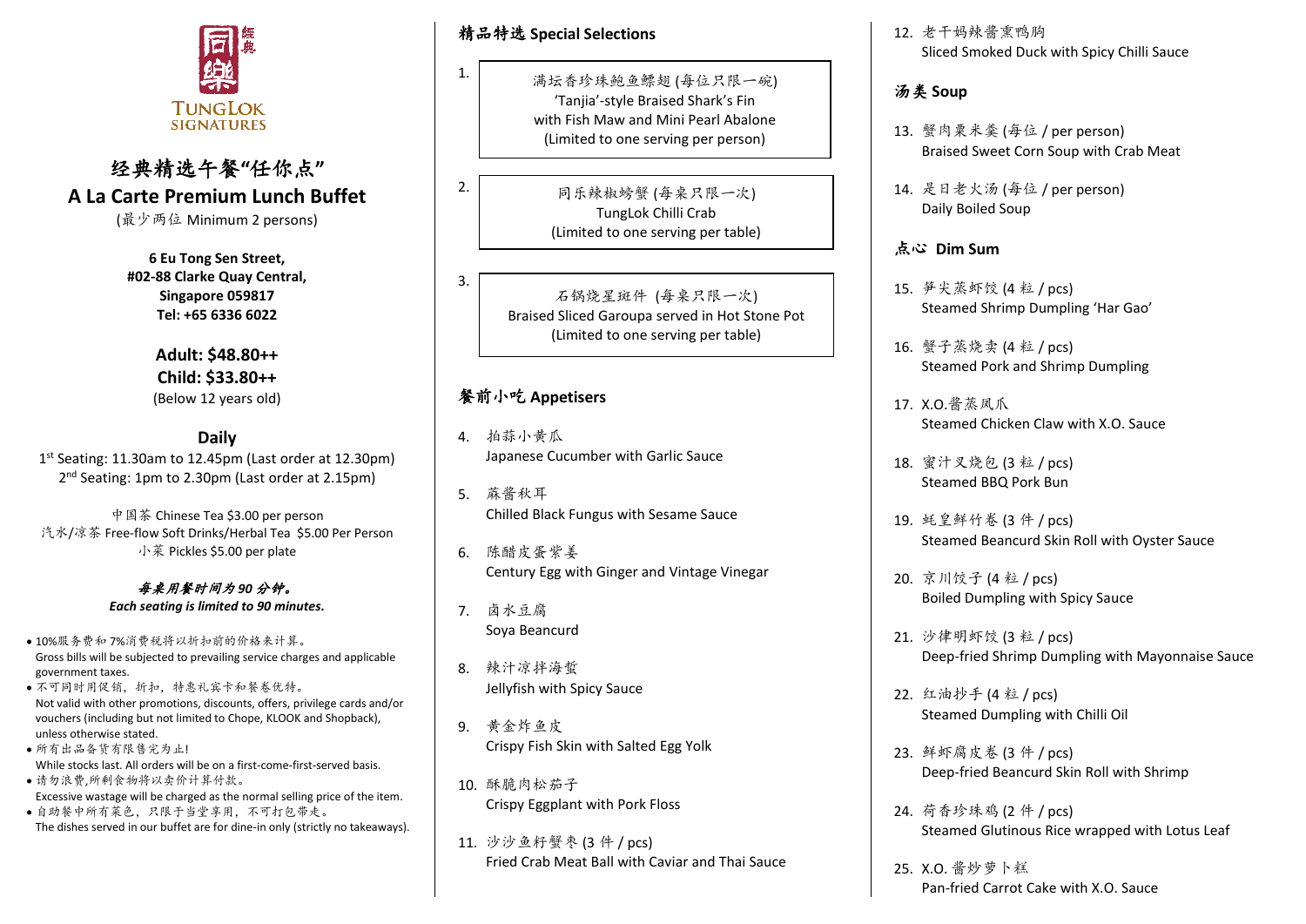同樂 经典

TUNGLOK SIGNATURES

# 经典精选午餐"任你点"
# A La Carte Premium Lunch Buffet

(最少两位 Minimum 2 persons)

**6 Eu Tong Sen Street,**
**#02-88 Clarke Quay Central,**
**Singapore 059817**
**Tel: +65 6336 6022**

**Adult: $48.80++**
**Child: $33.80++**
(Below 12 years old)

## Daily

1st Seating: 11.30am to 12.45pm (Last order at 12.30pm)
2nd Seating: 1pm to 2.30pm (Last order at 2.15pm)

中国茶 Chinese Tea $3.00 per person
汽水/凉茶 Free-flow Soft Drinks/Herbal Tea $5.00 Per Person
小菜 Pickles $5.00 per plate

***每桌用餐时间为 90 分钟。***
***Each seating is limited to 90 minutes.***

- 10%服务费和 7%消费税将以折扣前的价格来计算。
  Gross bills will be subjected to prevailing service charges and applicable government taxes.
- 不可同时用促销，折扣，特惠礼宾卡和餐卷优待。
  Not valid with other promotions, discounts, offers, privilege cards and/or vouchers (including but not limited to Chope, KLOOK and Shopback), unless otherwise stated.
- 所有出品备货有限售完为止!
  While stocks last. All orders will be on a first-come-first-served basis.
- 请勿浪费,所剩食物将以卖价计算付款。
  Excessive wastage will be charged as the normal selling price of the item.
- 自助餐中所有菜色，只限于当堂享用，不可打包带走。
  The dishes served in our buffet are for dine-in only (strictly no takeaways).

## 精品特选 Special Selections

1. 满坛香珍珠鲍鱼鳔翅 (每位只限一碗)
   'Tanjia'-style Braised Shark's Fin with Fish Maw and Mini Pearl Abalone
   (Limited to one serving per person)

2. 同乐辣椒螃蟹 (每桌只限一次)
   TungLok Chilli Crab
   (Limited to one serving per table)

3. 石锅烧星斑件 (每桌只限一次)
   Braised Sliced Garoupa served in Hot Stone Pot
   (Limited to one serving per table)

## 餐前小吃 Appetisers

4. 拍蒜小黄瓜
   Japanese Cucumber with Garlic Sauce
5. 麻酱秋耳
   Chilled Black Fungus with Sesame Sauce
6. 陈醋皮蛋紫姜
   Century Egg with Ginger and Vintage Vinegar
7. 卤水豆腐
   Soya Beancurd
8. 辣汁凉拌海蜇
   Jellyfish with Spicy Sauce
9. 黄金炸鱼皮
   Crispy Fish Skin with Salted Egg Yolk
10. 酥脆肉松茄子
    Crispy Eggplant with Pork Floss
11. 沙沙鱼籽蟹枣 (3 件 / pcs)
    Fried Crab Meat Ball with Caviar and Thai Sauce
12. 老干妈辣酱熏鸭胸
    Sliced Smoked Duck with Spicy Chilli Sauce

## 汤类 Soup

13. 蟹肉粟米羹 (每位 / per person)
    Braised Sweet Corn Soup with Crab Meat
14. 是日老火汤 (每位 / per person)
    Daily Boiled Soup

## 点心 Dim Sum

15. 笋尖蒸虾饺 (4 粒 / pcs)
    Steamed Shrimp Dumpling 'Har Gao'
16. 蟹子蒸烧卖 (4 粒 / pcs)
    Steamed Pork and Shrimp Dumpling
17. X.O.酱蒸凤爪
    Steamed Chicken Claw with X.O. Sauce
18. 蜜汁叉烧包 (3 粒 / pcs)
    Steamed BBQ Pork Bun
19. 蚝皇鲜竹卷 (3 件 / pcs)
    Steamed Beancurd Skin Roll with Oyster Sauce
20. 京川饺子 (4 粒 / pcs)
    Boiled Dumpling with Spicy Sauce
21. 沙律明虾饺 (3 粒 / pcs)
    Deep-fried Shrimp Dumpling with Mayonnaise Sauce
22. 红油抄手 (4 粒 / pcs)
    Steamed Dumpling with Chilli Oil
23. 鲜虾腐皮卷 (3 件 / pcs)
    Deep-fried Beancurd Skin Roll with Shrimp
24. 荷香珍珠鸡 (2 件 / pcs)
    Steamed Glutinous Rice wrapped with Lotus Leaf
25. X.O. 酱炒萝卜糕
    Pan-fried Carrot Cake with X.O. Sauce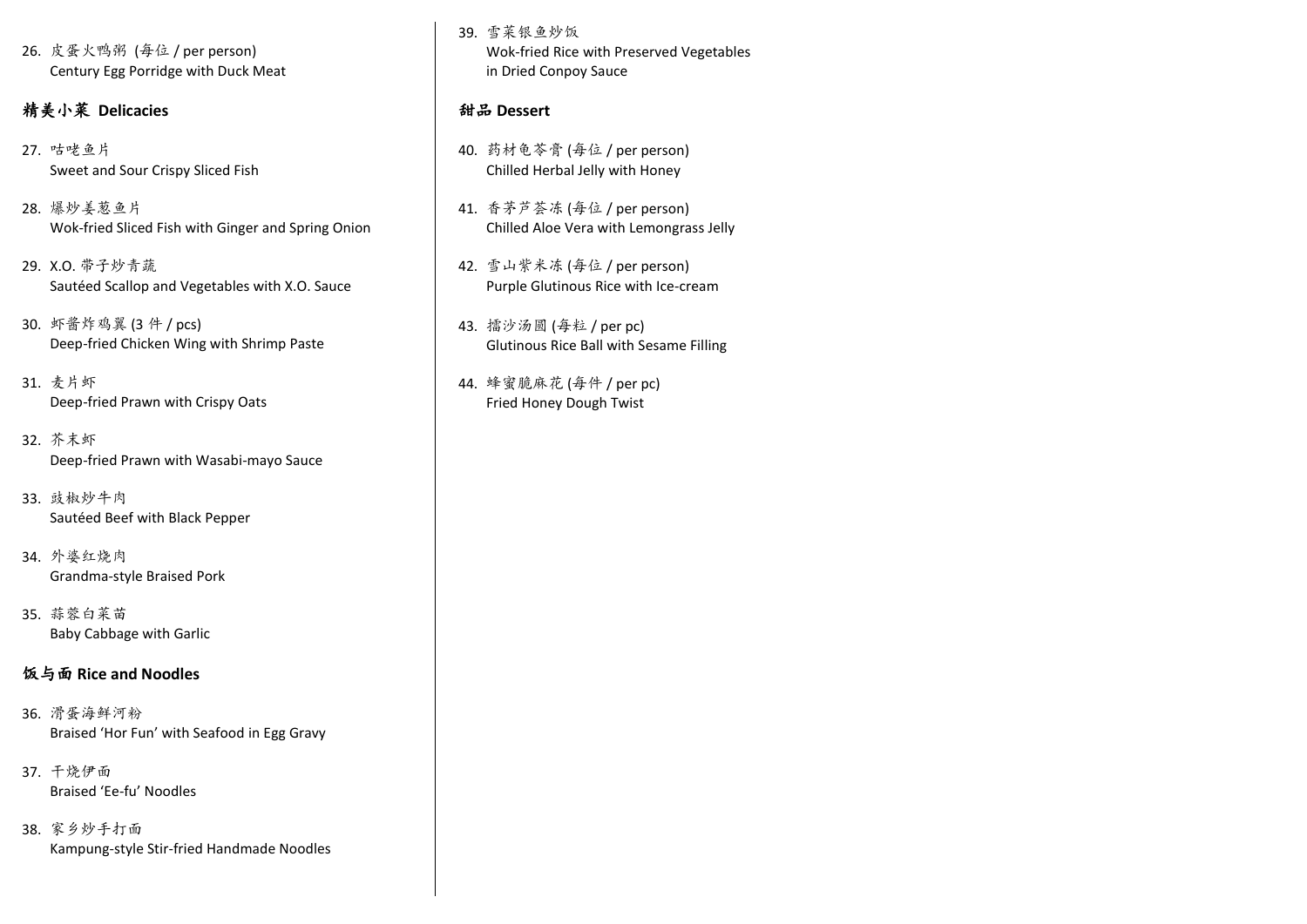26. 皮蛋火鸭粥 (每位 / per person)
    Century Egg Porridge with Duck Meat

## 精美小菜 Delicacies

27. 咕咾鱼片
    Sweet and Sour Crispy Sliced Fish

28. 爆炒姜葱鱼片
    Wok-fried Sliced Fish with Ginger and Spring Onion

29. X.O. 带子炒青蔬
    Sautéed Scallop and Vegetables with X.O. Sauce

30. 虾酱炸鸡翼 (3 件 / pcs)
    Deep-fried Chicken Wing with Shrimp Paste

31. 麦片虾
    Deep-fried Prawn with Crispy Oats

32. 芥末虾
    Deep-fried Prawn with Wasabi-mayo Sauce

33. 豉椒炒牛肉
    Sautéed Beef with Black Pepper

34. 外婆红烧肉
    Grandma-style Braised Pork

35. 蒜蓉白菜苗
    Baby Cabbage with Garlic

## 饭与面 Rice and Noodles

36. 滑蛋海鲜河粉
    Braised 'Hor Fun' with Seafood in Egg Gravy

37. 干烧伊面
    Braised 'Ee-fu' Noodles

38. 家乡炒手打面
    Kampung-style Stir-fried Handmade Noodles

39. 雪菜银鱼炒饭
    Wok-fried Rice with Preserved Vegetables in Dried Conpoy Sauce

## 甜品 Dessert

40. 药材龟苓膏 (每位 / per person)
    Chilled Herbal Jelly with Honey

41. 香茅芦荟冻 (每位 / per person)
    Chilled Aloe Vera with Lemongrass Jelly

42. 雪山紫米冻 (每位 / per person)
    Purple Glutinous Rice with Ice-cream

43. 擂沙汤圆 (每粒 / per pc)
    Glutinous Rice Ball with Sesame Filling

44. 蜂蜜脆麻花 (每件 / per pc)
    Fried Honey Dough Twist